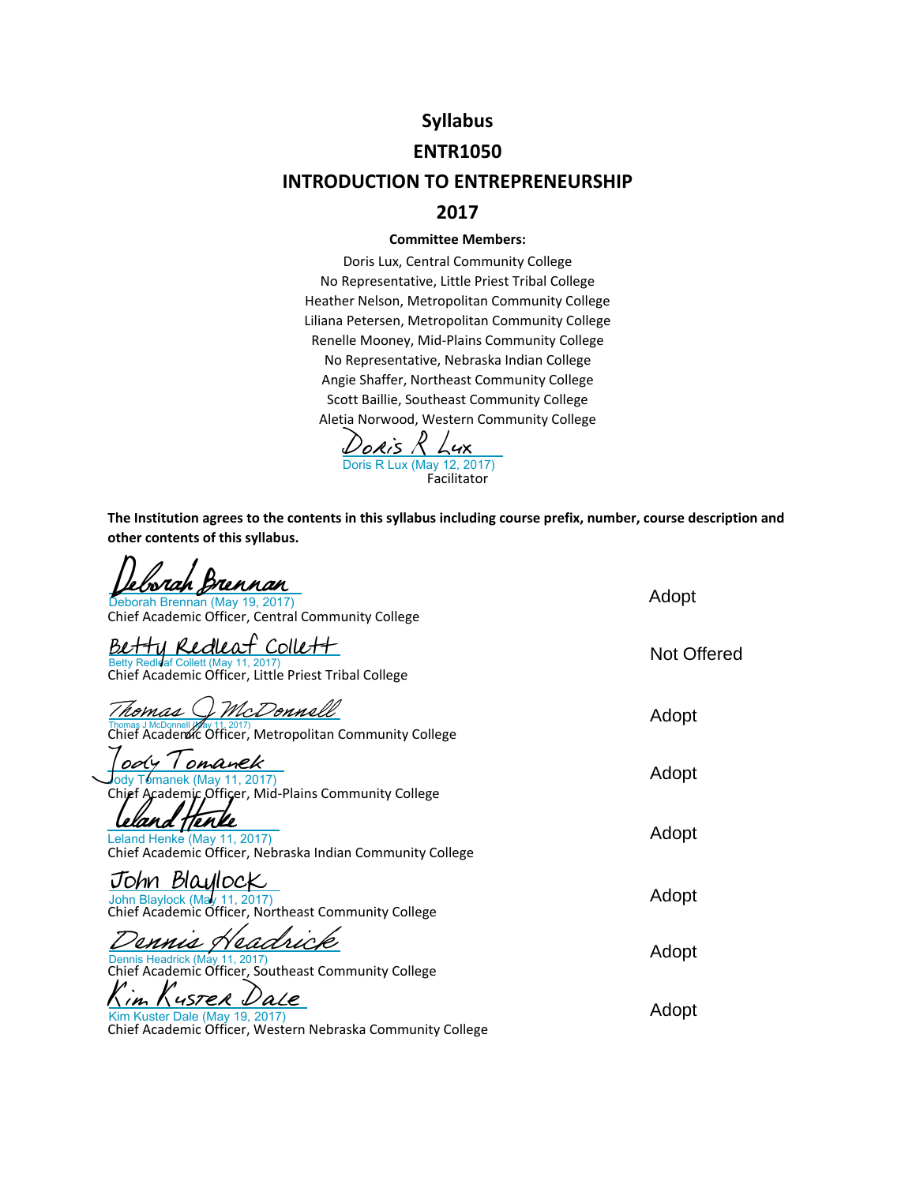# Syllabus

# ENTR1050

# INTRODUCTION TO ENTREPRENEURSHIP

# 2017

**Committee Members:**

Doris Lux, Central Community College
No Representative, Little Priest Tribal College
Heather Nelson, Metropolitan Community College
Liliana Petersen, Metropolitan Community College
Renelle Mooney, Mid-Plains Community College
No Representative, Nebraska Indian College
Angie Shaffer, Northeast Community College
Scott Baillie, Southeast Community College
Aletia Norwood, Western Community College

Doris R Lux
Doris R Lux (May 12, 2017)
Facilitator

**The Institution agrees to the contents in this syllabus including course prefix, number, course description and other contents of this syllabus.**

| Signature | Decision |
|---|---|
| Deborah Brennan (May 19, 2017)<br>Chief Academic Officer, Central Community College | Adopt |
| Betty Redleaf Collett (May 11, 2017)<br>Chief Academic Officer, Little Priest Tribal College | Not Offered |
| Thomas J McDonnell (May 11, 2017)<br>Chief Academic Officer, Metropolitan Community College | Adopt |
| Jody Tomanek (May 11, 2017)<br>Chief Academic Officer, Mid-Plains Community College | Adopt |
| Leland Henke (May 11, 2017)<br>Chief Academic Officer, Nebraska Indian Community College | Adopt |
| John Blaylock (May 11, 2017)<br>Chief Academic Officer, Northeast Community College | Adopt |
| Dennis Headrick (May 11, 2017)<br>Chief Academic Officer, Southeast Community College | Adopt |
| Kim Kuster Dale (May 19, 2017)<br>Chief Academic Officer, Western Nebraska Community College | Adopt |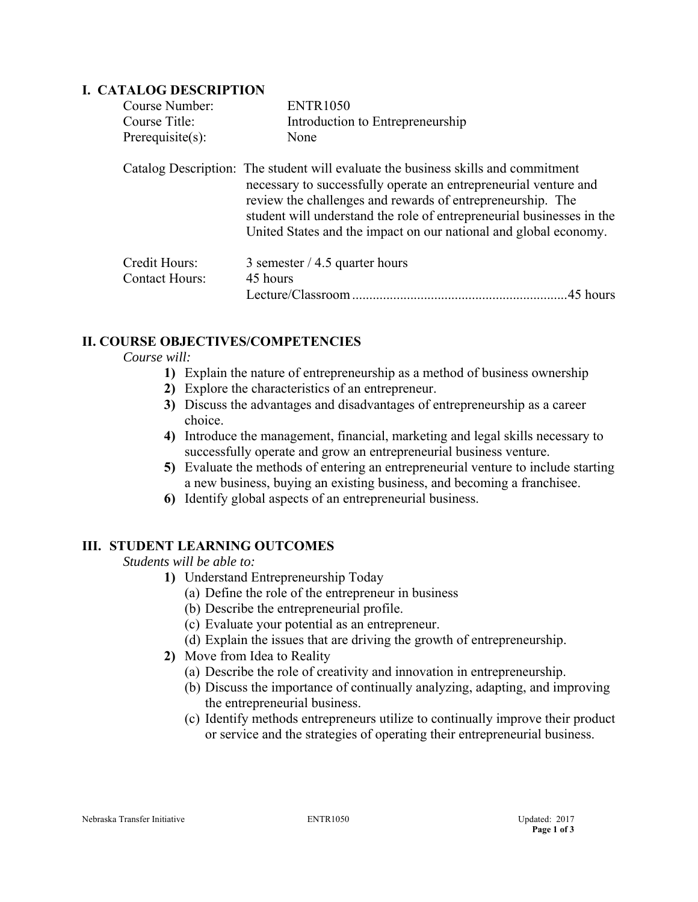## I. CATALOG DESCRIPTION

| | |
|---|---|
| Course Number: | ENTR1050 |
| Course Title: | Introduction to Entrepreneurship |
| Prerequisite(s): | None |

Catalog Description: The student will evaluate the business skills and commitment necessary to successfully operate an entrepreneurial venture and review the challenges and rewards of entrepreneurship. The student will understand the role of entrepreneurial businesses in the United States and the impact on our national and global economy.

| | |
|---|---|
| Credit Hours: | 3 semester / 4.5 quarter hours |
| Contact Hours: | 45 hours |
| | Lecture/Classroom ............................................................45 hours |

## II. COURSE OBJECTIVES/COMPETENCIES

*Course will:*

1) Explain the nature of entrepreneurship as a method of business ownership
2) Explore the characteristics of an entrepreneur.
3) Discuss the advantages and disadvantages of entrepreneurship as a career choice.
4) Introduce the management, financial, marketing and legal skills necessary to successfully operate and grow an entrepreneurial business venture.
5) Evaluate the methods of entering an entrepreneurial venture to include starting a new business, buying an existing business, and becoming a franchisee.
6) Identify global aspects of an entrepreneurial business.

## III. STUDENT LEARNING OUTCOMES

*Students will be able to:*

1) Understand Entrepreneurship Today
   (a) Define the role of the entrepreneur in business
   (b) Describe the entrepreneurial profile.
   (c) Evaluate your potential as an entrepreneur.
   (d) Explain the issues that are driving the growth of entrepreneurship.
2) Move from Idea to Reality
   (a) Describe the role of creativity and innovation in entrepreneurship.
   (b) Discuss the importance of continually analyzing, adapting, and improving the entrepreneurial business.
   (c) Identify methods entrepreneurs utilize to continually improve their product or service and the strategies of operating their entrepreneurial business.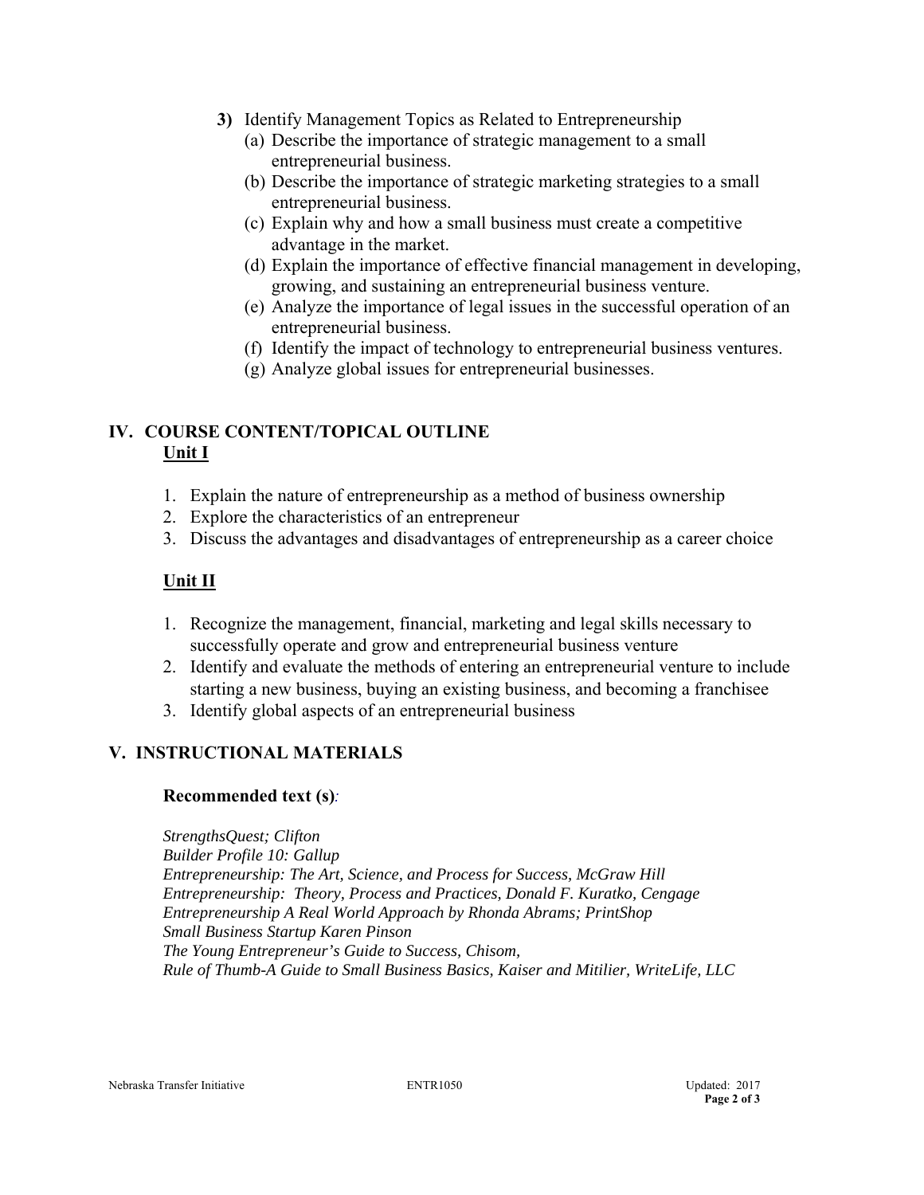**3)** Identify Management Topics as Related to Entrepreneurship

(a) Describe the importance of strategic management to a small entrepreneurial business.

(b) Describe the importance of strategic marketing strategies to a small entrepreneurial business.

(c) Explain why and how a small business must create a competitive advantage in the market.

(d) Explain the importance of effective financial management in developing, growing, and sustaining an entrepreneurial business venture.

(e) Analyze the importance of legal issues in the successful operation of an entrepreneurial business.

(f) Identify the impact of technology to entrepreneurial business ventures.

(g) Analyze global issues for entrepreneurial businesses.

## IV. COURSE CONTENT/TOPICAL OUTLINE

### Unit I

1. Explain the nature of entrepreneurship as a method of business ownership
2. Explore the characteristics of an entrepreneur
3. Discuss the advantages and disadvantages of entrepreneurship as a career choice

### Unit II

1. Recognize the management, financial, marketing and legal skills necessary to successfully operate and grow and entrepreneurial business venture
2. Identify and evaluate the methods of entering an entrepreneurial venture to include starting a new business, buying an existing business, and becoming a franchisee
3. Identify global aspects of an entrepreneurial business

## V. INSTRUCTIONAL MATERIALS

**Recommended text (s)***:*

*StrengthsQuest; Clifton*
*Builder Profile 10: Gallup*
*Entrepreneurship: The Art, Science, and Process for Success, McGraw Hill*
*Entrepreneurship: Theory, Process and Practices, Donald F. Kuratko, Cengage*
*Entrepreneurship A Real World Approach by Rhonda Abrams; PrintShop*
*Small Business Startup Karen Pinson*
*The Young Entrepreneur's Guide to Success, Chisom,*
*Rule of Thumb-A Guide to Small Business Basics, Kaiser and Mitilier, WriteLife, LLC*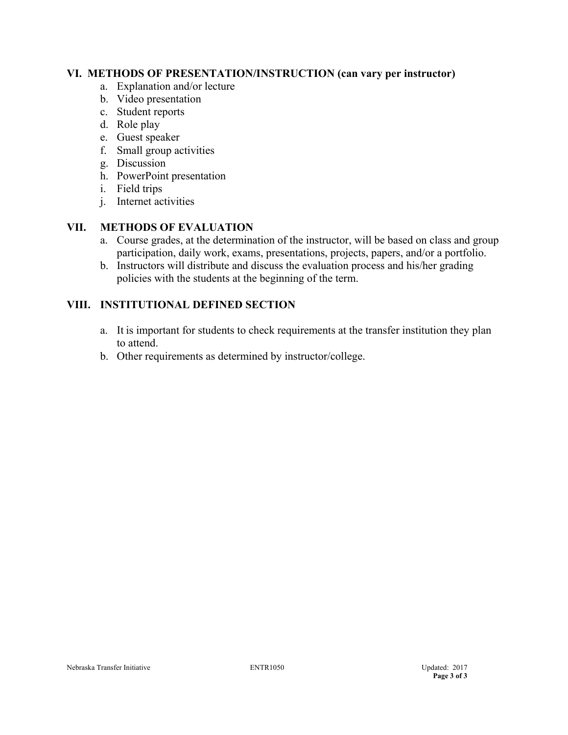## VI. METHODS OF PRESENTATION/INSTRUCTION (can vary per instructor)

a. Explanation and/or lecture
b. Video presentation
c. Student reports
d. Role play
e. Guest speaker
f. Small group activities
g. Discussion
h. PowerPoint presentation
i. Field trips
j. Internet activities

## VII. METHODS OF EVALUATION

a. Course grades, at the determination of the instructor, will be based on class and group participation, daily work, exams, presentations, projects, papers, and/or a portfolio.
b. Instructors will distribute and discuss the evaluation process and his/her grading policies with the students at the beginning of the term.

## VIII. INSTITUTIONAL DEFINED SECTION

a. It is important for students to check requirements at the transfer institution they plan to attend.
b. Other requirements as determined by instructor/college.